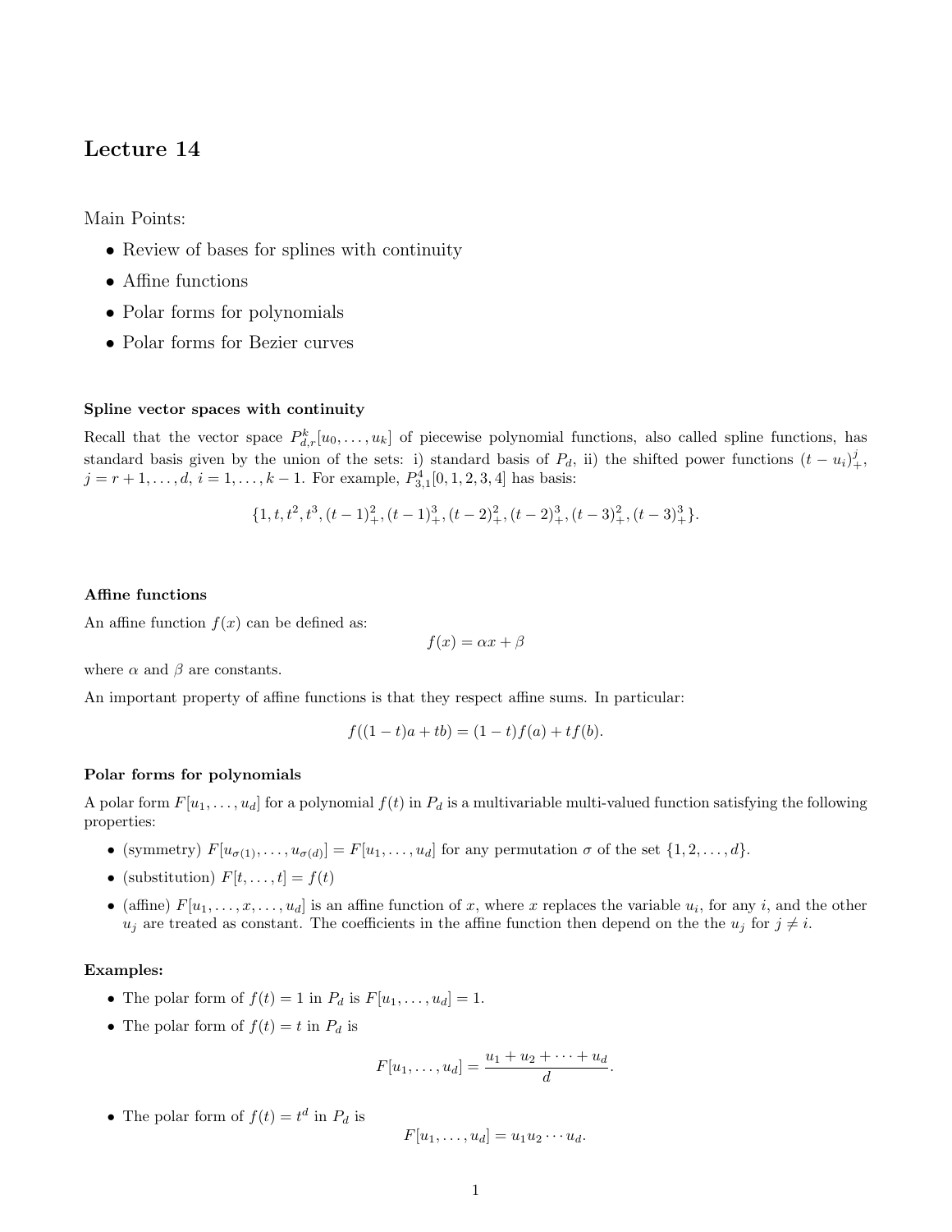# Lecture 14

Main Points:

- Review of bases for splines with continuity
- Affine functions
- Polar forms for polynomials
- Polar forms for Bezier curves

### Spline vector spaces with continuity

Recall that the vector space $P^k_{d,r}[u_0,\ldots,u_k]$ of piecewise polynomial functions, also called spline functions, has standard basis given by the union of the sets: i) standard basis of $P_d$, ii) the shifted power functions $(t-u_i)^j_+$, $j = r+1,\ldots,d$, $i = 1,\ldots,k-1$. For example, $P^4_{3,1}[0,1,2,3,4]$ has basis:

$$\{1, t, t^2, t^3, (t-1)^2_+, (t-1)^3_+, (t-2)^2_+, (t-2)^3_+, (t-3)^2_+, (t-3)^3_+\}.$$

### Affine functions

An affine function $f(x)$ can be defined as:

$$f(x) = \alpha x + \beta$$

where $\alpha$ and $\beta$ are constants.

An important property of affine functions is that they respect affine sums. In particular:

$$f((1-t)a + tb) = (1-t)f(a) + tf(b).$$

### Polar forms for polynomials

A polar form $F[u_1,\ldots,u_d]$ for a polynomial $f(t)$ in $P_d$ is a multivariable multi-valued function satisfying the following properties:

- (symmetry) $F[u_{\sigma(1)},\ldots,u_{\sigma(d)}] = F[u_1,\ldots,u_d]$ for any permutation $\sigma$ of the set $\{1,2,\ldots,d\}$.
- (substitution) $F[t,\ldots,t] = f(t)$
- (affine) $F[u_1,\ldots,x,\ldots,u_d]$ is an affine function of $x$, where $x$ replaces the variable $u_i$, for any $i$, and the other $u_j$ are treated as constant. The coefficients in the affine function then depend on the the $u_j$ for $j \neq i$.

### Examples:

- The polar form of $f(t) = 1$ in $P_d$ is $F[u_1,\ldots,u_d] = 1$.
- The polar form of $f(t) = t$ in $P_d$ is

$$F[u_1,\ldots,u_d] = \frac{u_1 + u_2 + \cdots + u_d}{d}.$$

- The polar form of $f(t) = t^d$ in $P_d$ is

$$F[u_1,\ldots,u_d] = u_1 u_2 \cdots u_d.$$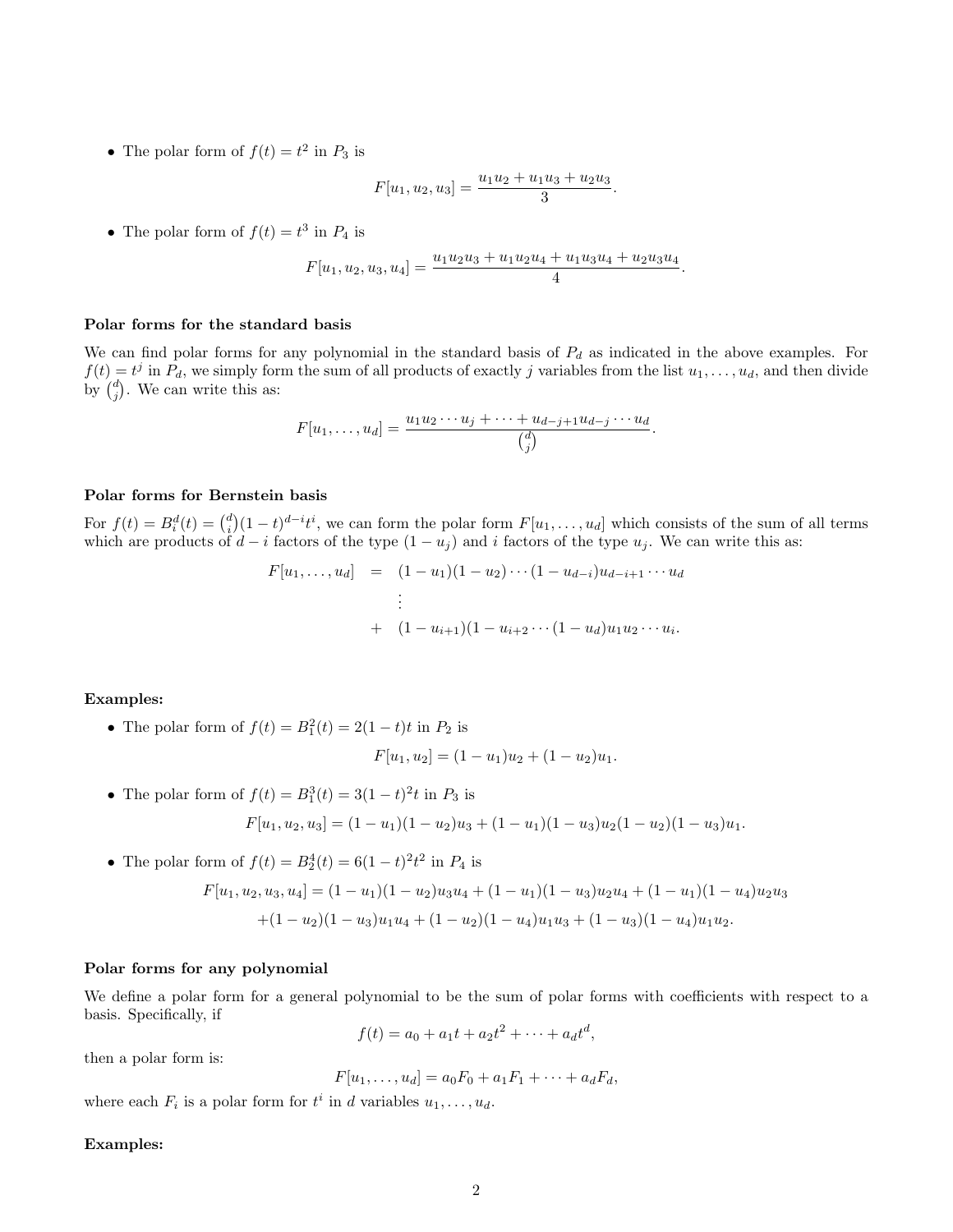- The polar form of $f(t) = t^2$ in $P_3$ is

$$F[u_1, u_2, u_3] = \frac{u_1u_2 + u_1u_3 + u_2u_3}{3}.$$

- The polar form of $f(t) = t^3$ in $P_4$ is

$$F[u_1, u_2, u_3, u_4] = \frac{u_1u_2u_3 + u_1u_2u_4 + u_1u_3u_4 + u_2u_3u_4}{4}.$$

**Polar forms for the standard basis**

We can find polar forms for any polynomial in the standard basis of $P_d$ as indicated in the above examples. For $f(t) = t^j$ in $P_d$, we simply form the sum of all products of exactly $j$ variables from the list $u_1, \ldots, u_d$, and then divide by $\binom{d}{j}$. We can write this as:

$$F[u_1, \ldots, u_d] = \frac{u_1u_2 \cdots u_j + \cdots + u_{d-j+1}u_{d-j} \cdots u_d}{\binom{d}{j}}.$$

**Polar forms for Bernstein basis**

For $f(t) = B_i^d(t) = \binom{d}{i}(1-t)^{d-i}t^i$, we can form the polar form $F[u_1, \ldots, u_d]$ which consists of the sum of all terms which are products of $d-i$ factors of the type $(1-u_j)$ and $i$ factors of the type $u_j$. We can write this as:

$$\begin{aligned}
F[u_1, \ldots, u_d] &= (1-u_1)(1-u_2)\cdots(1-u_{d-i})u_{d-i+1}\cdots u_d \\
&\vdots \\
&+ (1-u_{i+1})(1-u_{i+2}\cdots(1-u_d)u_1u_2\cdots u_i.
\end{aligned}$$

**Examples:**

- The polar form of $f(t) = B_1^2(t) = 2(1-t)t$ in $P_2$ is

$$F[u_1, u_2] = (1-u_1)u_2 + (1-u_2)u_1.$$

- The polar form of $f(t) = B_1^3(t) = 3(1-t)^2t$ in $P_3$ is

$$F[u_1, u_2, u_3] = (1-u_1)(1-u_2)u_3 + (1-u_1)(1-u_3)u_2(1-u_2)(1-u_3)u_1.$$

- The polar form of $f(t) = B_2^4(t) = 6(1-t)^2t^2$ in $P_4$ is

$$\begin{aligned}
F[u_1, u_2, u_3, u_4] = &(1-u_1)(1-u_2)u_3u_4 + (1-u_1)(1-u_3)u_2u_4 + (1-u_1)(1-u_4)u_2u_3 \\
&+(1-u_2)(1-u_3)u_1u_4 + (1-u_2)(1-u_4)u_1u_3 + (1-u_3)(1-u_4)u_1u_2.
\end{aligned}$$

**Polar forms for any polynomial**

We define a polar form for a general polynomial to be the sum of polar forms with coefficients with respect to a basis. Specifically, if

$$f(t) = a_0 + a_1t + a_2t^2 + \cdots + a_dt^d,$$

then a polar form is:

$$F[u_1, \ldots, u_d] = a_0F_0 + a_1F_1 + \cdots + a_dF_d,$$

where each $F_i$ is a polar form for $t^i$ in $d$ variables $u_1, \ldots, u_d$.

**Examples:**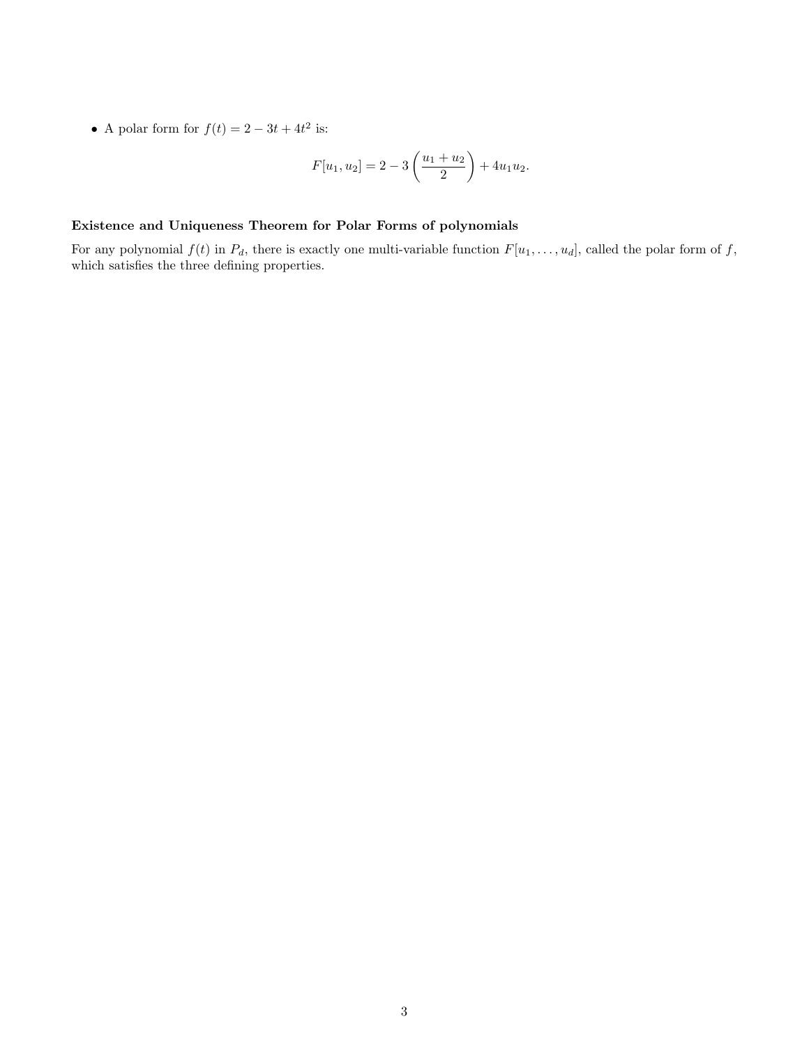- A polar form for $f(t) = 2 - 3t + 4t^2$ is:

$$F[u_1, u_2] = 2 - 3\left(\frac{u_1 + u_2}{2}\right) + 4u_1u_2.$$

### Existence and Uniqueness Theorem for Polar Forms of polynomials

For any polynomial $f(t)$ in $P_d$, there is exactly one multi-variable function $F[u_1, \ldots, u_d]$, called the polar form of $f$, which satisfies the three defining properties.